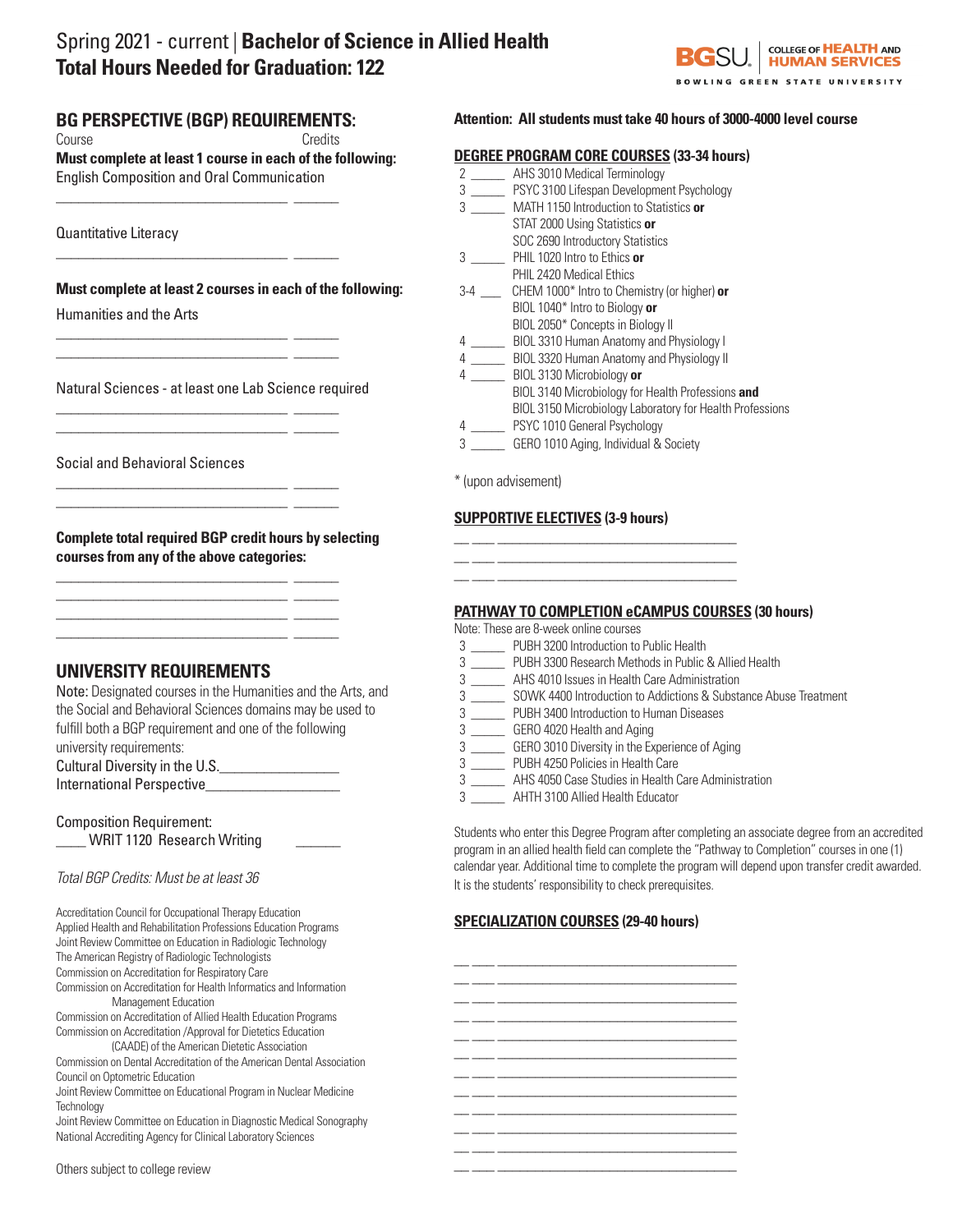# Spring 2021 - current | **Bachelor of Science in Allied Health**
# **Total Hours Needed for Graduation: 122**

BGSU. COLLEGE OF HEALTH AND HUMAN SERVICES
BOWLING GREEN STATE UNIVERSITY

## BG PERSPECTIVE (BGP) REQUIREMENTS:

Course | Credits

**Must complete at least 1 course in each of the following:**

English Composition and Oral Communication

________________________________ ______

Quantitative Literacy

________________________________ ______

**Must complete at least 2 courses in each of the following:**

Humanities and the Arts

________________________________ ______
________________________________ ______

Natural Sciences - at least one Lab Science required

________________________________ ______
________________________________ ______

Social and Behavioral Sciences

________________________________ ______
________________________________ ______

**Complete total required BGP credit hours by selecting courses from any of the above categories:**

________________________________ ______
________________________________ ______
________________________________ ______
________________________________ ______

## UNIVERSITY REQUIREMENTS

Note: Designated courses in the Humanities and the Arts, and the Social and Behavioral Sciences domains may be used to fulfill both a BGP requirement and one of the following university requirements:

Cultural Diversity in the U.S.________________

International Perspective_________________

Composition Requirement:

____ WRIT 1120 Research Writing ______

*Total BGP Credits: Must be at least 36*

Accreditation Council for Occupational Therapy Education
Applied Health and Rehabilitation Professions Education Programs
Joint Review Committee on Education in Radiologic Technology
The American Registry of Radiologic Technologists
Commission on Accreditation for Respiratory Care
Commission on Accreditation for Health Informatics and Information Management Education
Commission on Accreditation of Allied Health Education Programs
Commission on Accreditation /Approval for Dietetics Education (CAADE) of the American Dietetic Association
Commission on Dental Accreditation of the American Dental Association
Council on Optometric Education
Joint Review Committee on Educational Program in Nuclear Medicine Technology
Joint Review Committee on Education in Diagnostic Medical Sonography
National Accrediting Agency for Clinical Laboratory Sciences

Others subject to college review

**Attention: All students must take 40 hours of 3000-4000 level course**

## DEGREE PROGRAM CORE COURSES (33-34 hours)

2 _____ AHS 3010 Medical Terminology
3 _____ PSYC 3100 Lifespan Development Psychology
3 _____ MATH 1150 Introduction to Statistics **or**
STAT 2000 Using Statistics **or**
SOC 2690 Introductory Statistics
3 _____ PHIL 1020 Intro to Ethics **or**
PHIL 2420 Medical Ethics
3-4 ___ CHEM 1000* Intro to Chemistry (or higher) **or**
BIOL 1040* Intro to Biology **or**
BIOL 2050* Concepts in Biology II
4 _____ BIOL 3310 Human Anatomy and Physiology I
4 _____ BIOL 3320 Human Anatomy and Physiology II
4 _____ BIOL 3130 Microbiology **or**
BIOL 3140 Microbiology for Health Professions **and**
BIOL 3150 Microbiology Laboratory for Health Professions
4 _____ PSYC 1010 General Psychology
3 _____ GERO 1010 Aging, Individual & Society

\* (upon advisement)

## SUPPORTIVE ELECTIVES (3-9 hours)

__ ___ ________________________________
__ ___ ________________________________
__ ___ ________________________________

## PATHWAY TO COMPLETION eCAMPUS COURSES (30 hours)

Note: These are 8-week online courses

3 _____ PUBH 3200 Introduction to Public Health
3 _____ PUBH 3300 Research Methods in Public & Allied Health
3 _____ AHS 4010 Issues in Health Care Administration
3 _____ SOWK 4400 Introduction to Addictions & Substance Abuse Treatment
3 _____ PUBH 3400 Introduction to Human Diseases
3 _____ GERO 4020 Health and Aging
3 _____ GERO 3010 Diversity in the Experience of Aging
3 _____ PUBH 4250 Policies in Health Care
3 _____ AHS 4050 Case Studies in Health Care Administration
3 _____ AHTH 3100 Allied Health Educator

Students who enter this Degree Program after completing an associate degree from an accredited program in an allied health field can complete the "Pathway to Completion" courses in one (1) calendar year. Additional time to complete the program will depend upon transfer credit awarded. It is the students' responsibility to check prerequisites.

## SPECIALIZATION COURSES (29-40 hours)

__ ___ ________________________________
__ ___ ________________________________
__ ___ ________________________________
__ ___ ________________________________
__ ___ ________________________________
__ ___ ________________________________
__ ___ ________________________________
__ ___ ________________________________
__ ___ ________________________________
__ ___ ________________________________
__ ___ ________________________________
__ ___ ________________________________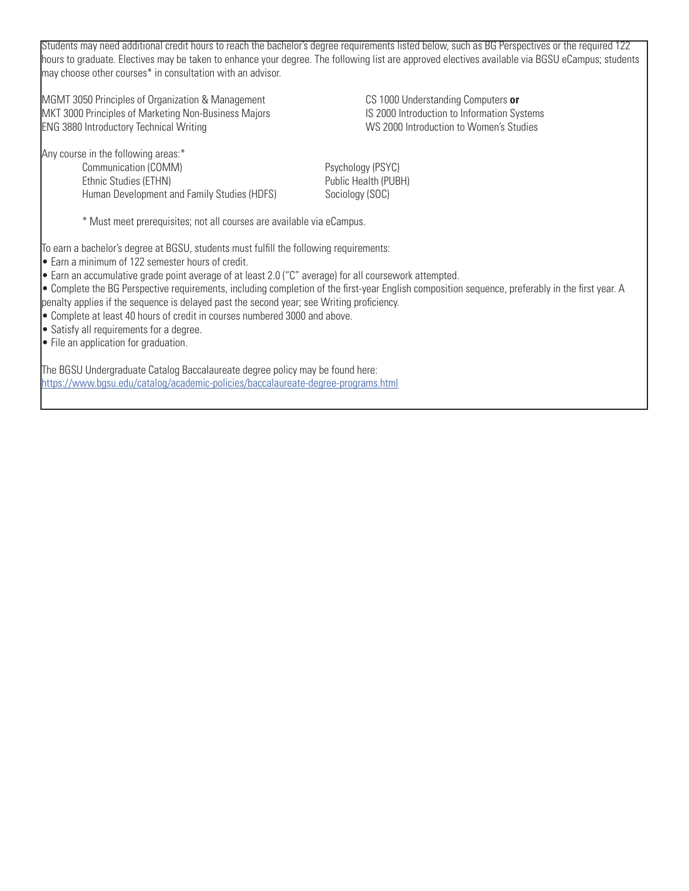Students may need additional credit hours to reach the bachelor's degree requirements listed below, such as BG Perspectives or the required 122 hours to graduate. Electives may be taken to enhance your degree. The following list are approved electives available via BGSU eCampus; students may choose other courses* in consultation with an advisor.

MGMT 3050 Principles of Organization & Management
MKT 3000 Principles of Marketing Non-Business Majors
ENG 3880 Introductory Technical Writing

CS 1000 Understanding Computers **or**
IS 2000 Introduction to Information Systems
WS 2000 Introduction to Women's Studies

Any course in the following areas:*

- Communication (COMM)
- Ethnic Studies (ETHN)
- Human Development and Family Studies (HDFS)
- Psychology (PSYC)
- Public Health (PUBH)
- Sociology (SOC)

\* Must meet prerequisites; not all courses are available via eCampus.

To earn a bachelor's degree at BGSU, students must fulfill the following requirements:

- Earn a minimum of 122 semester hours of credit.
- Earn an accumulative grade point average of at least 2.0 ("C" average) for all coursework attempted.
- Complete the BG Perspective requirements, including completion of the first-year English composition sequence, preferably in the first year. A penalty applies if the sequence is delayed past the second year; see Writing proficiency.
- Complete at least 40 hours of credit in courses numbered 3000 and above.
- Satisfy all requirements for a degree.
- File an application for graduation.

The BGSU Undergraduate Catalog Baccalaureate degree policy may be found here:
https://www.bgsu.edu/catalog/academic-policies/baccalaureate-degree-programs.html